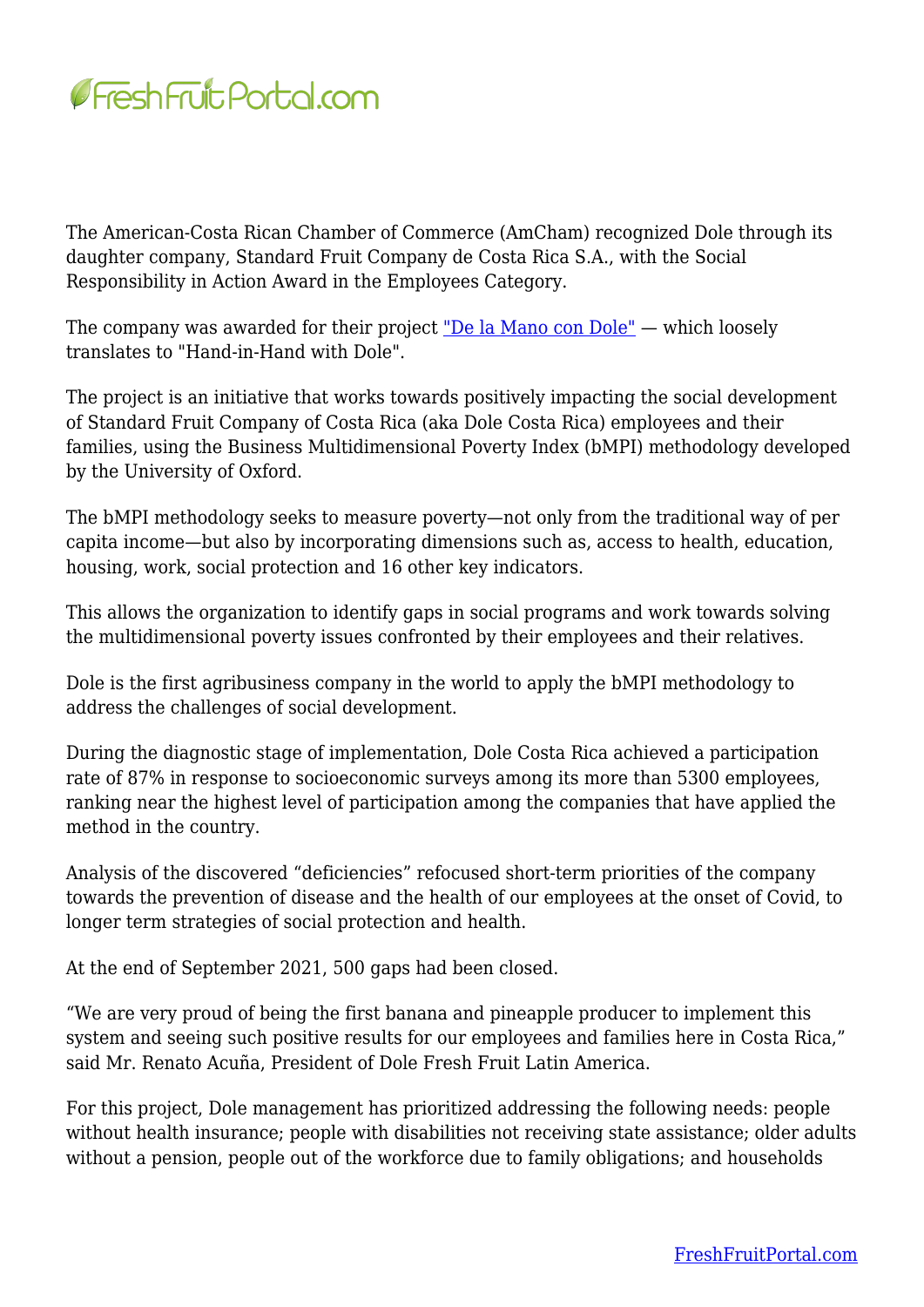The American-Costa Rican Chamber of Commerce (AmCham) recognized Dole through its daughter company, Standard Fruit Company de Costa Rica S.A., with the Social Responsibility in Action Award in the Employees Category.

The company was awarded for their project "De la Mano con Dole" — which loosely translates to "Hand-in-Hand with Dole".

The project is an initiative that works towards positively impacting the social development of Standard Fruit Company of Costa Rica (aka Dole Costa Rica) employees and their families, using the Business Multidimensional Poverty Index (bMPI) methodology developed by the University of Oxford.

The bMPI methodology seeks to measure poverty—not only from the traditional way of per capita income—but also by incorporating dimensions such as, access to health, education, housing, work, social protection and 16 other key indicators.

This allows the organization to identify gaps in social programs and work towards solving the multidimensional poverty issues confronted by their employees and their relatives.

Dole is the first agribusiness company in the world to apply the bMPI methodology to address the challenges of social development.

During the diagnostic stage of implementation, Dole Costa Rica achieved a participation rate of 87% in response to socioeconomic surveys among its more than 5300 employees, ranking near the highest level of participation among the companies that have applied the method in the country.

Analysis of the discovered "deficiencies" refocused short-term priorities of the company towards the prevention of disease and the health of our employees at the onset of Covid, to longer term strategies of social protection and health.

At the end of September 2021, 500 gaps had been closed.

"We are very proud of being the first banana and pineapple producer to implement this system and seeing such positive results for our employees and families here in Costa Rica," said Mr. Renato Acuña, President of Dole Fresh Fruit Latin America.

For this project, Dole management has prioritized addressing the following needs: people without health insurance; people with disabilities not receiving state assistance; older adults without a pension, people out of the workforce due to family obligations; and households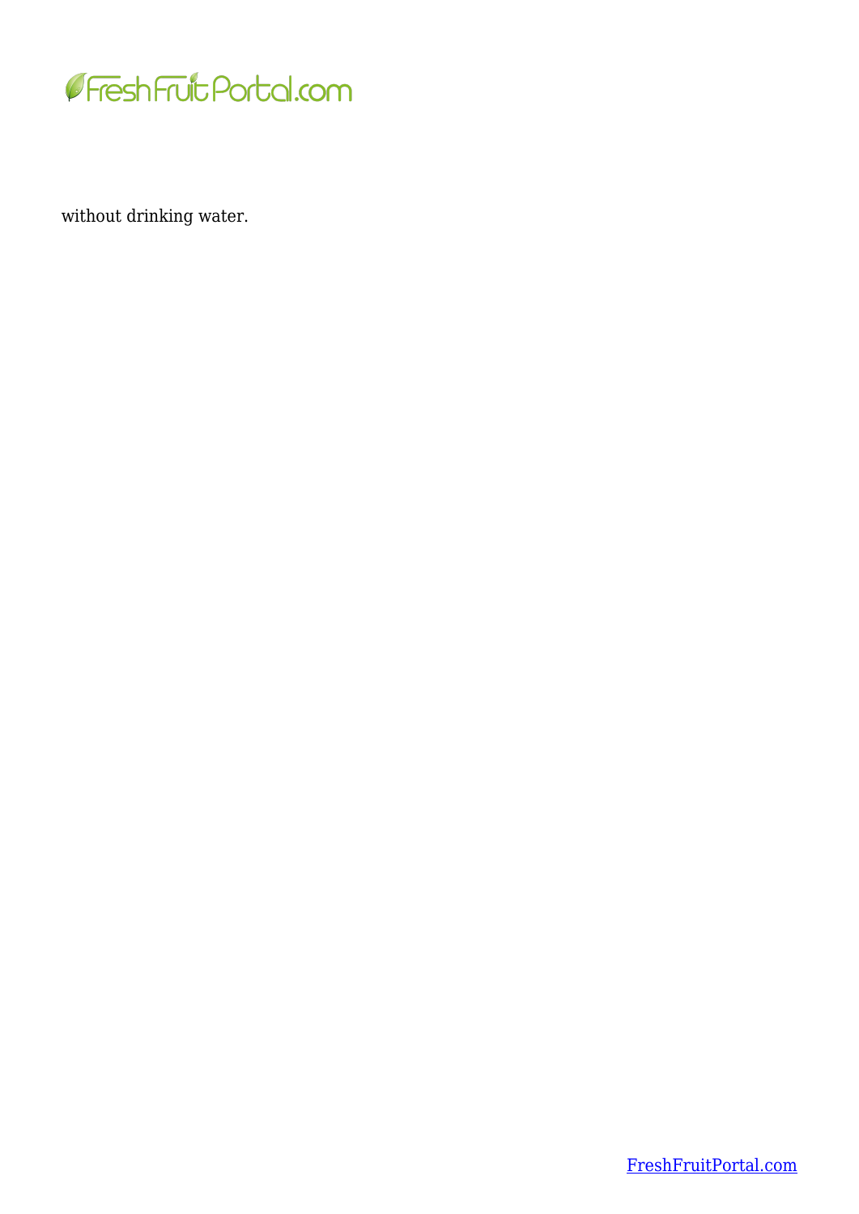without drinking water.